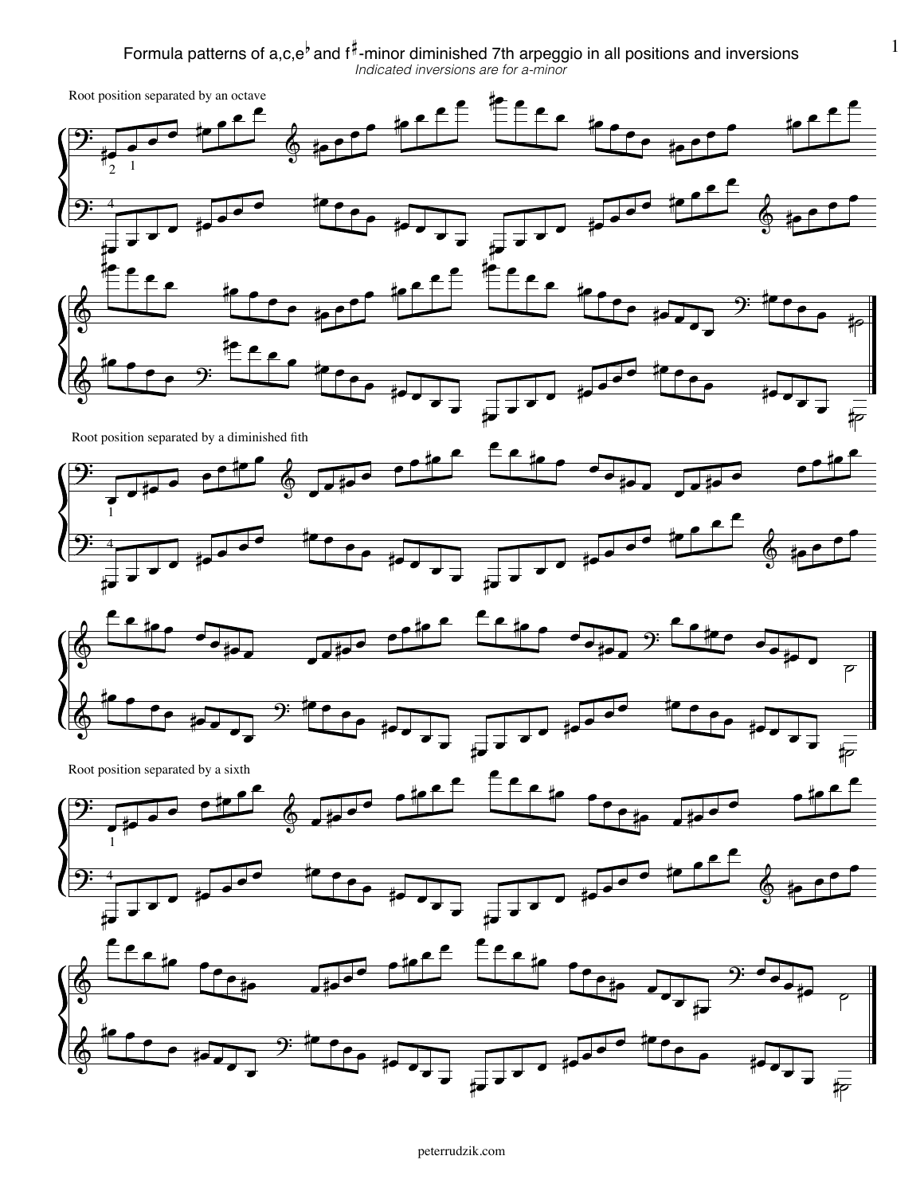# Formula patterns of a,c,e♭ and f♯-minor diminished 7th arpeggio in all positions and inversions

*Indicated inversions are for a-minor*

Root position separated by an octave

Root position separated by a diminished fith

Root position separated by a sixth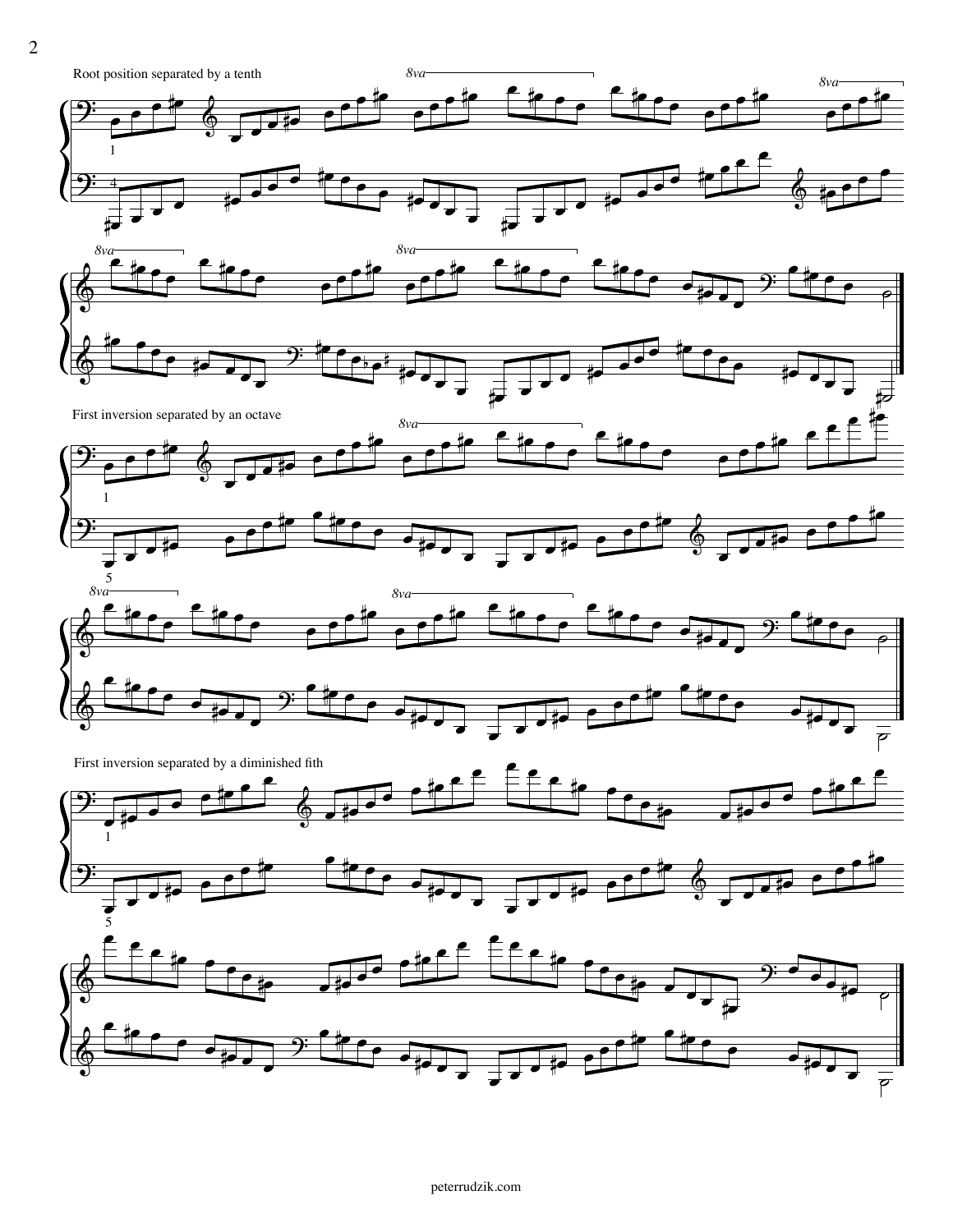Root position separated by a tenth

First inversion separated by an octave

First inversion separated by a diminished fith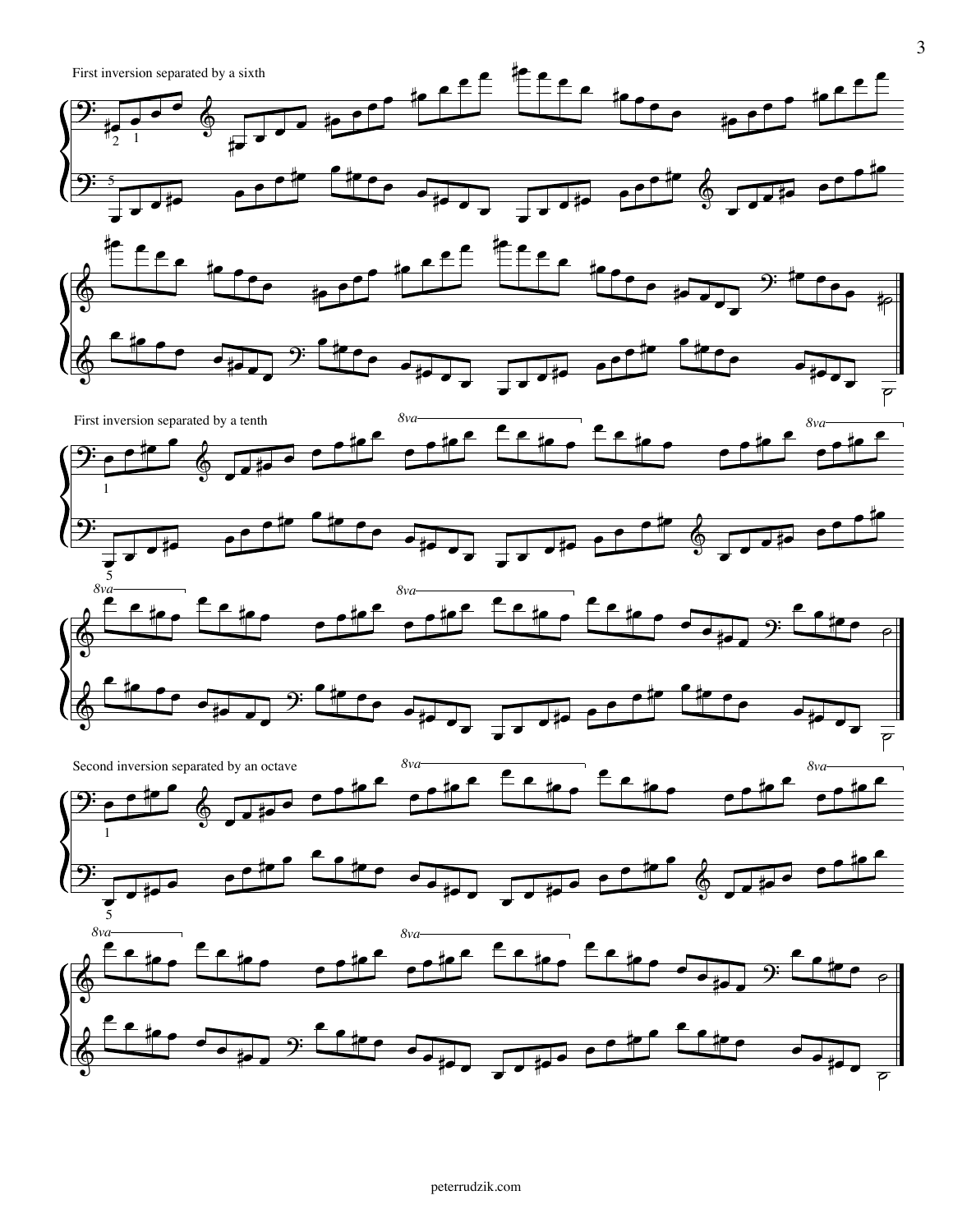First inversion separated by a sixth

First inversion separated by a tenth

Second inversion separated by an octave

peterrudzik.com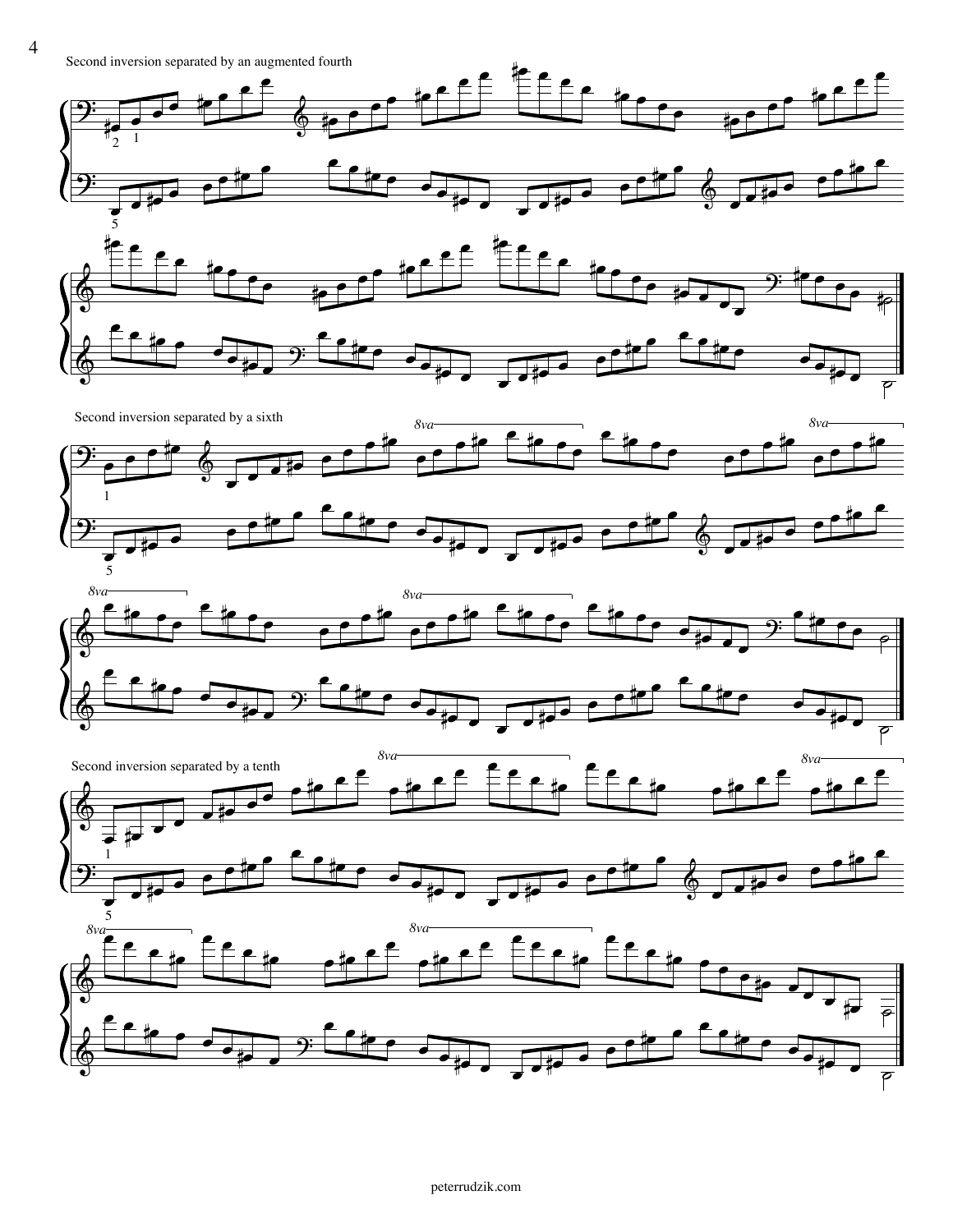Second inversion separated by an augmented fourth

Second inversion separated by a sixth

Second inversion separated by a tenth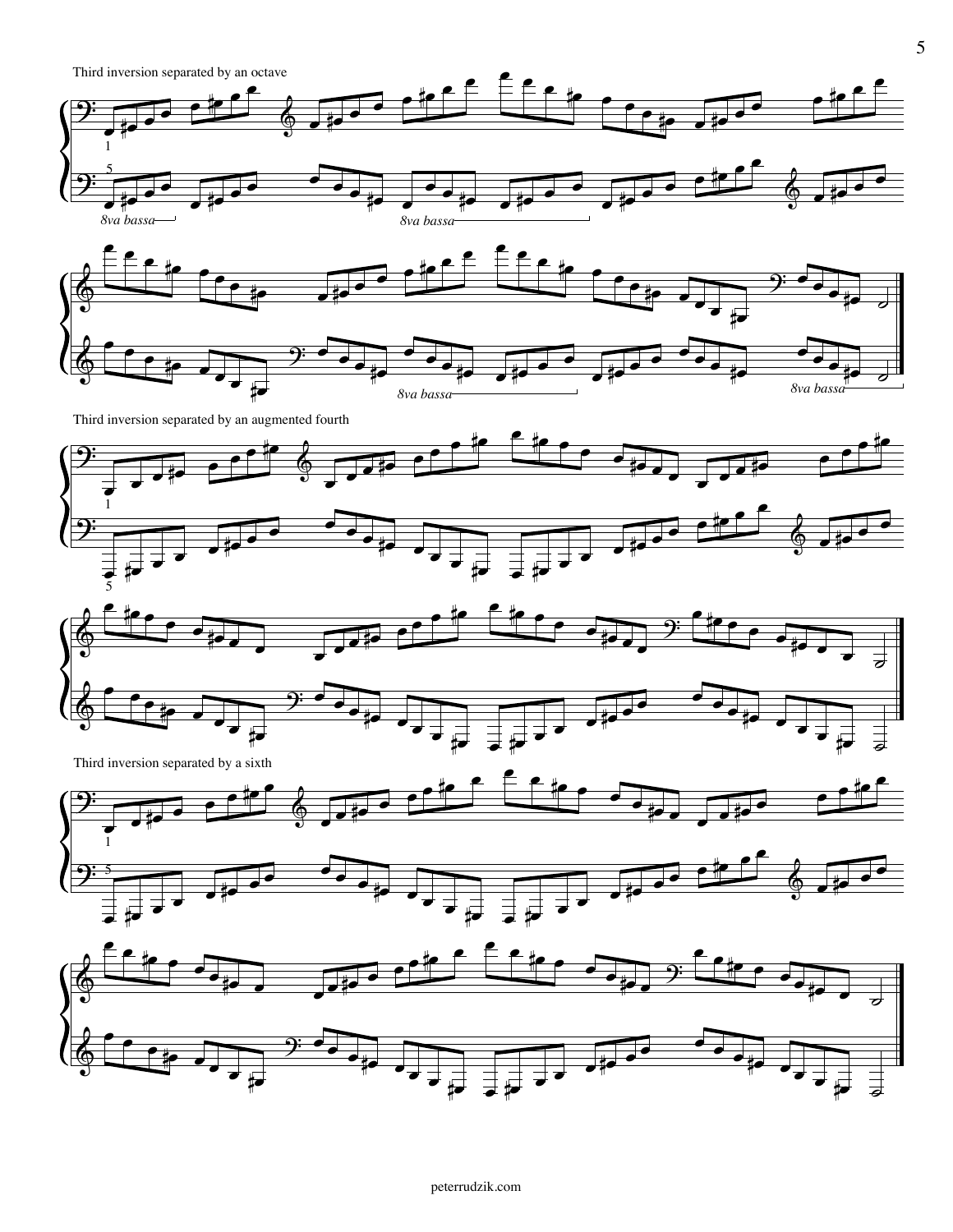Third inversion separated by an octave

*8va bassa*

*8va bassa*

*8va bassa*

*8va bassa*

Third inversion separated by an augmented fourth

Third inversion separated by a sixth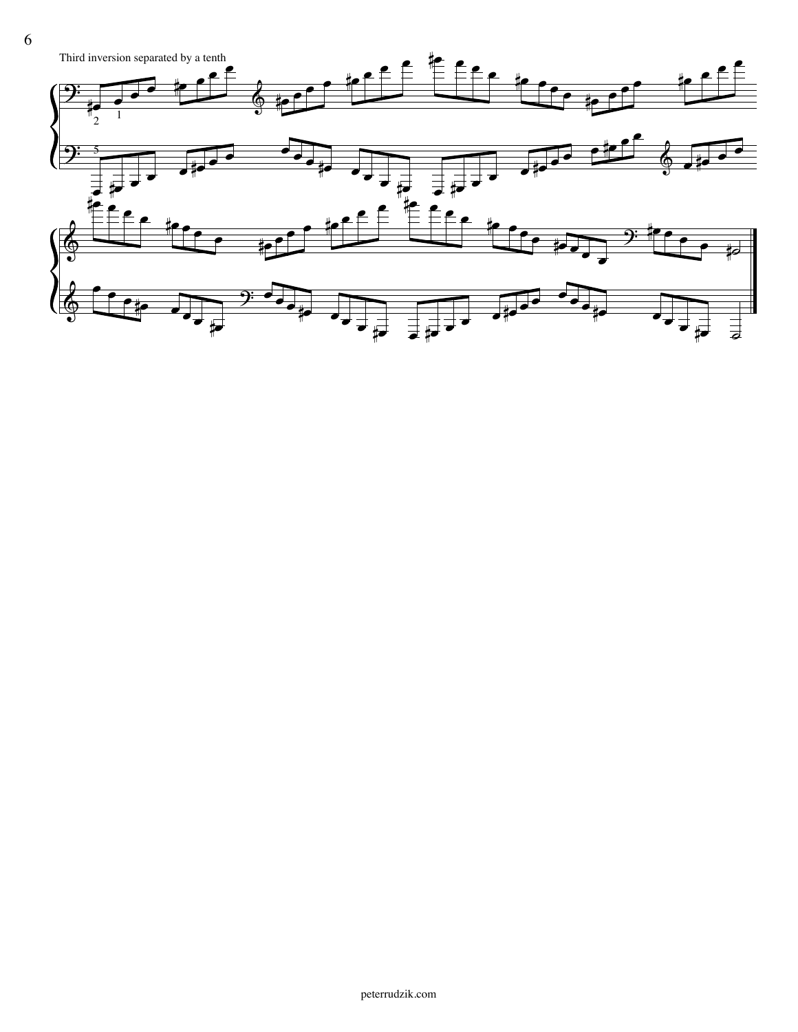Third inversion separated by a tenth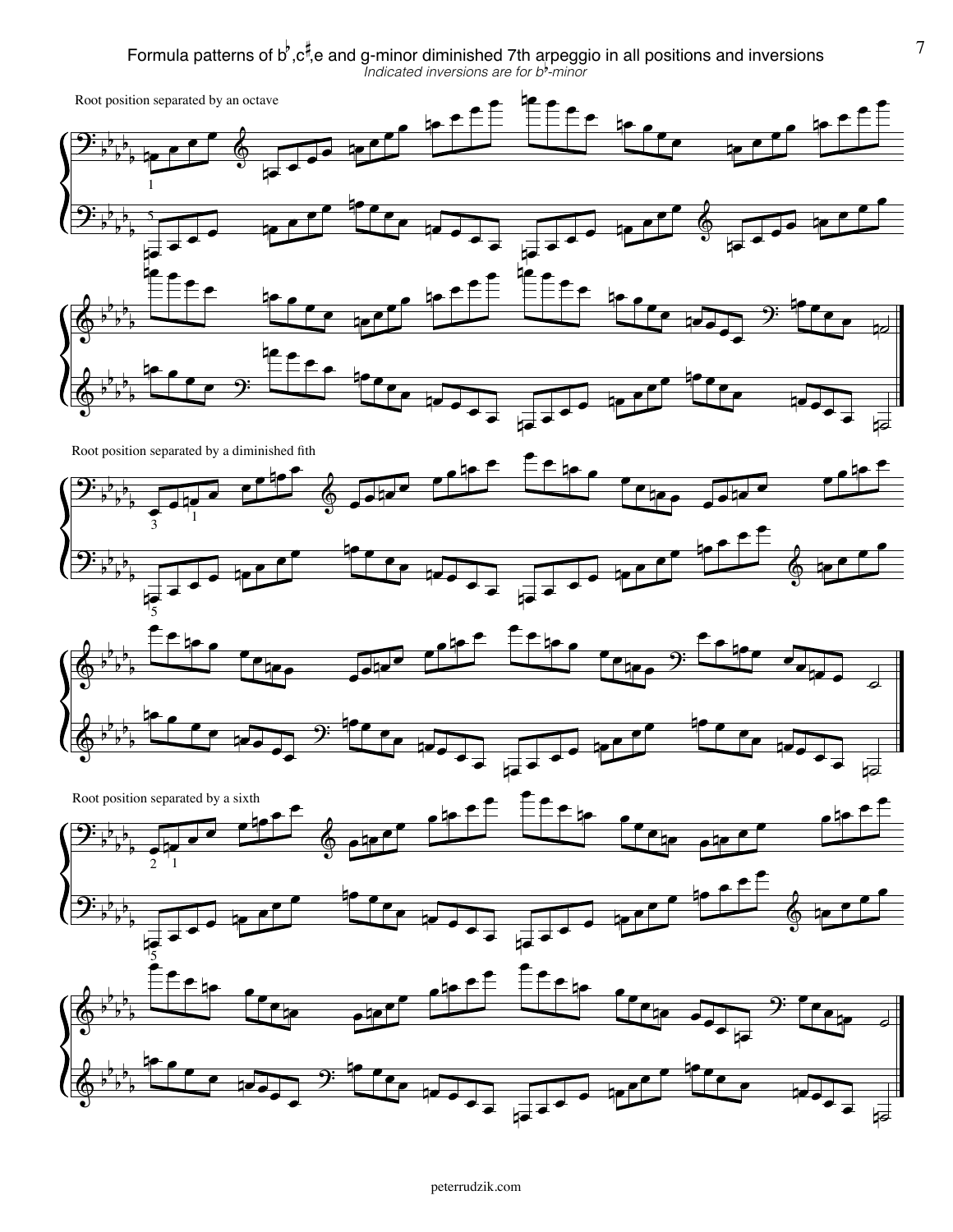Formula patterns of b♭, c♯, e and g-minor diminished 7th arpeggio in all positions and inversions

*Indicated inversions are for b♭-minor*

Root position separated by an octave

Root position separated by a diminished fith

Root position separated by a sixth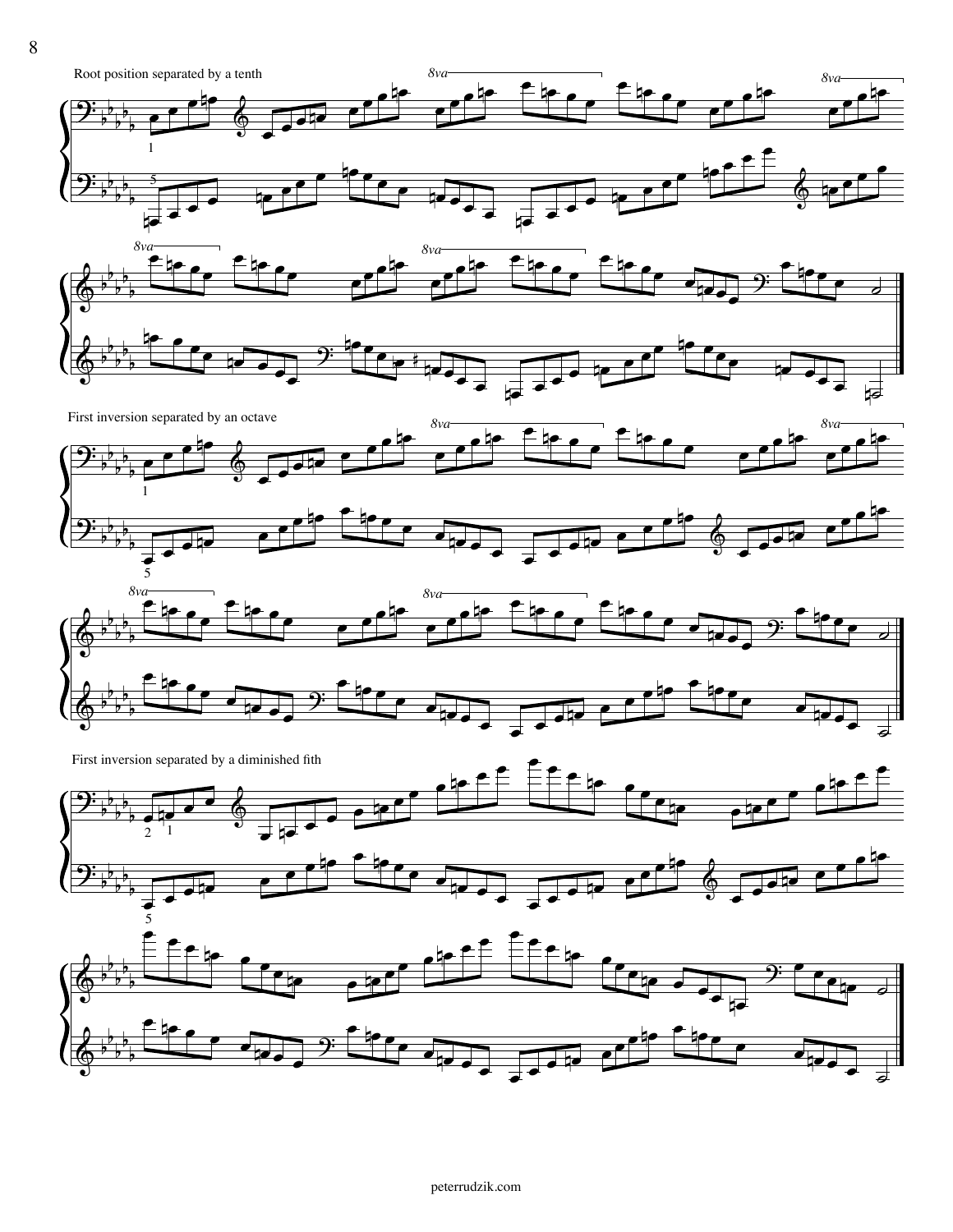Root position separated by a tenth

First inversion separated by an octave

First inversion separated by a diminished fith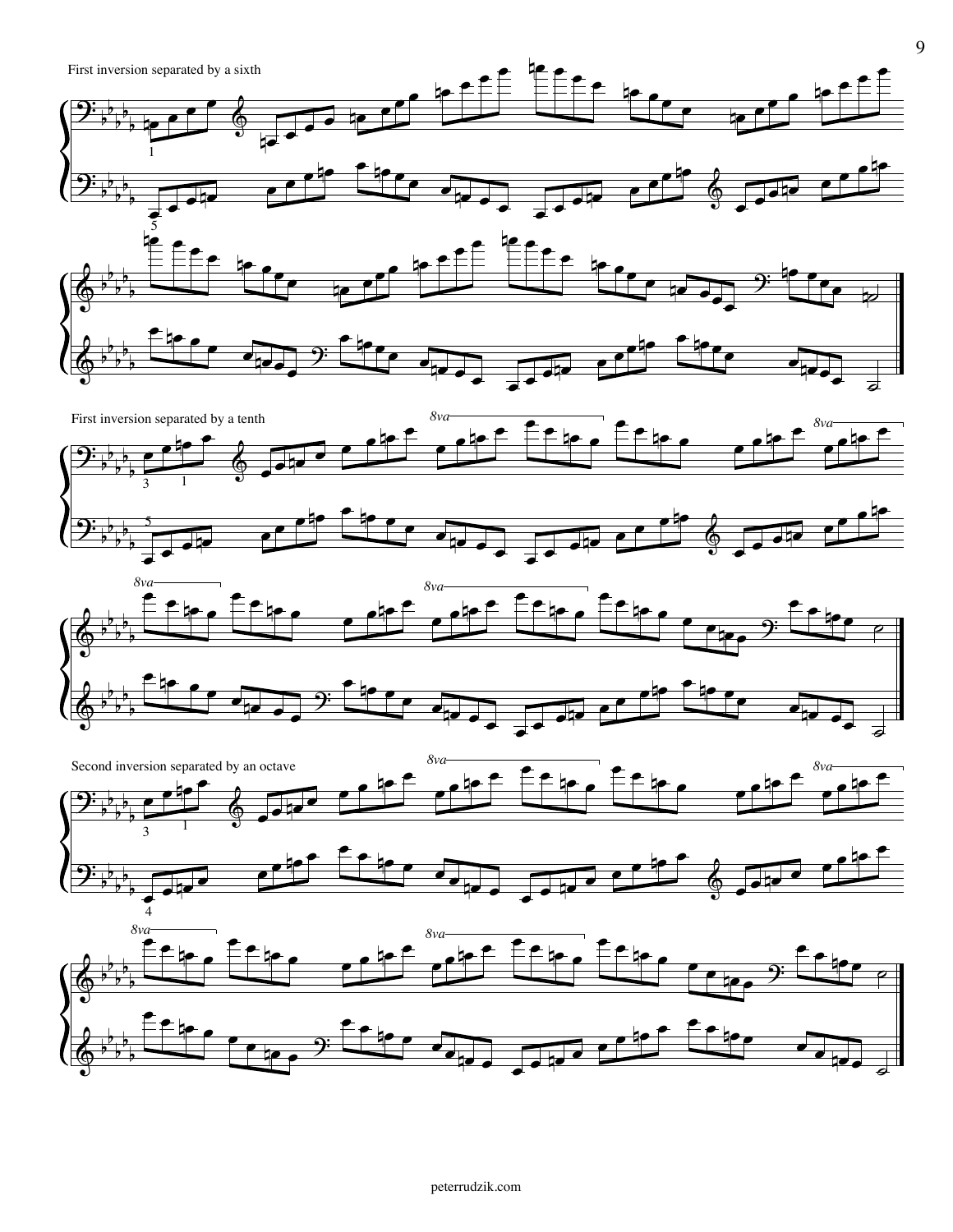First inversion separated by a sixth

First inversion separated by a tenth

Second inversion separated by an octave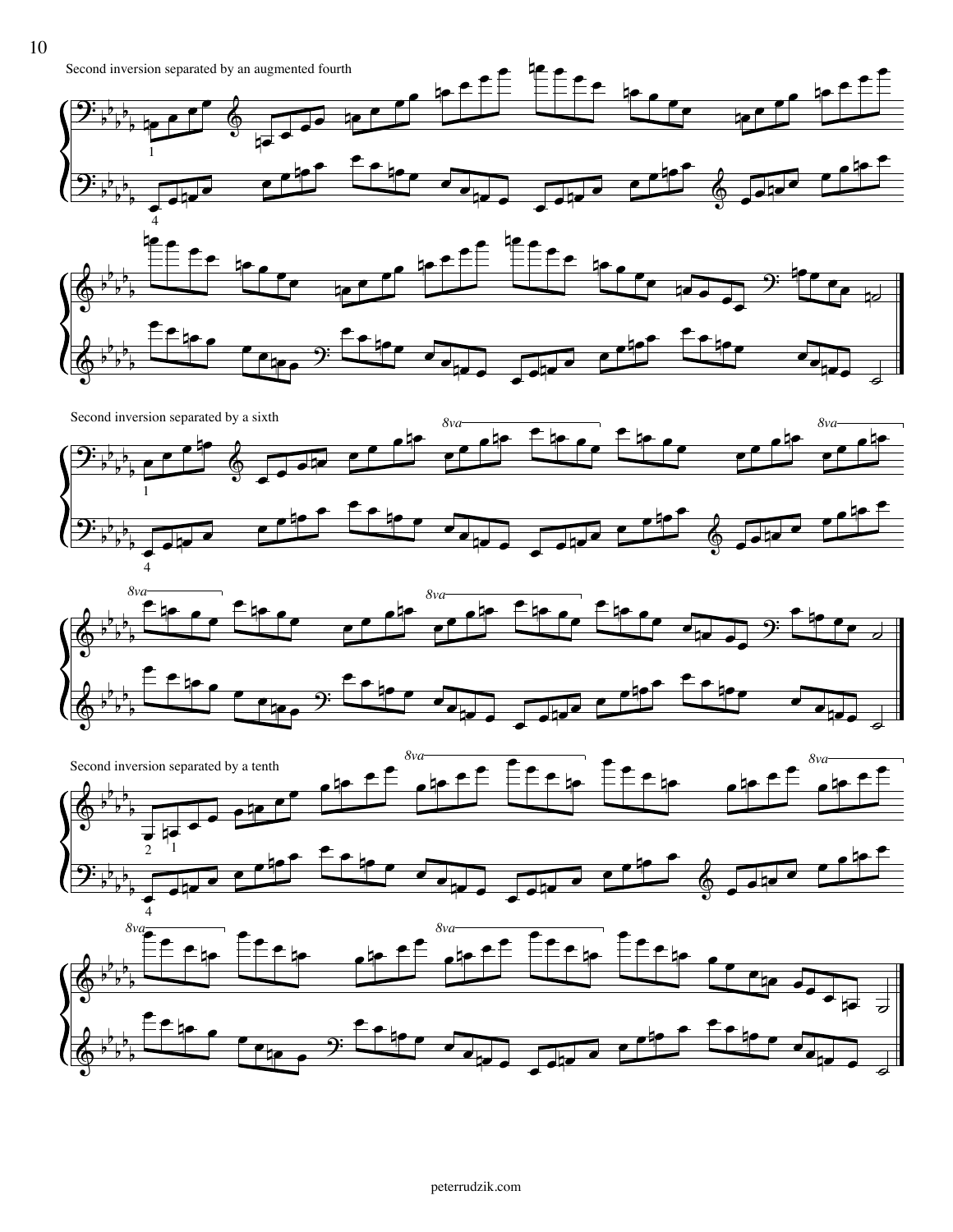Second inversion separated by an augmented fourth

Second inversion separated by a sixth

Second inversion separated by a tenth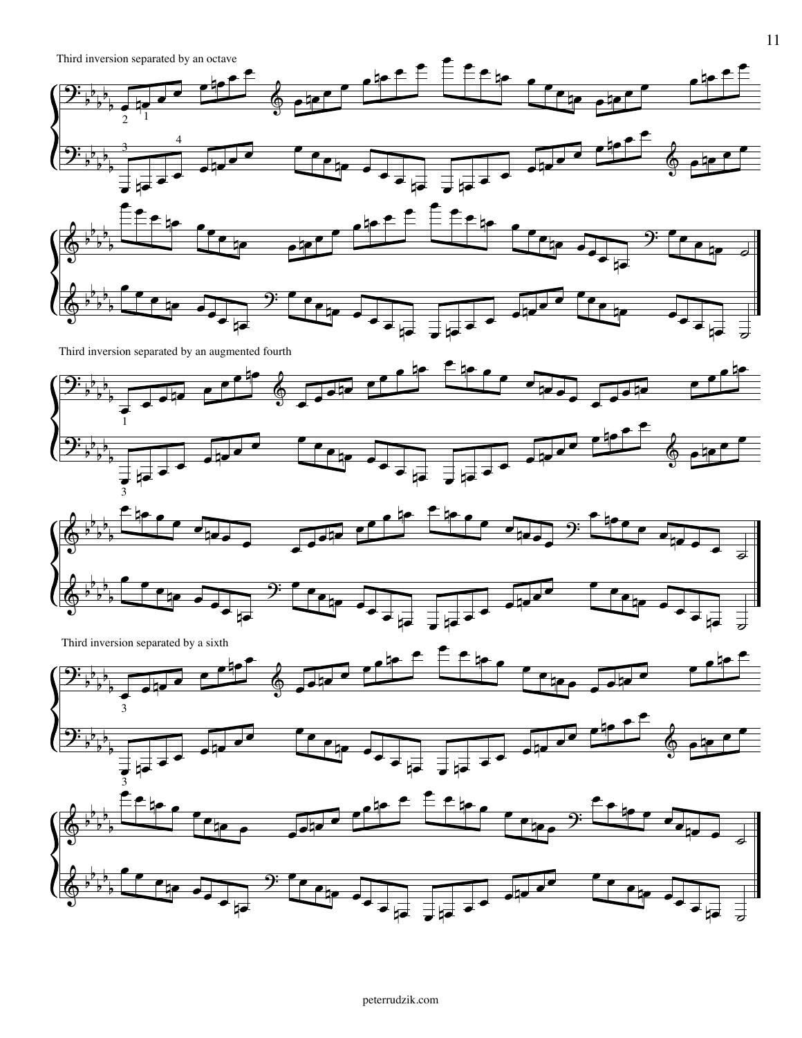Third inversion separated by an octave

Third inversion separated by an augmented fourth

Third inversion separated by a sixth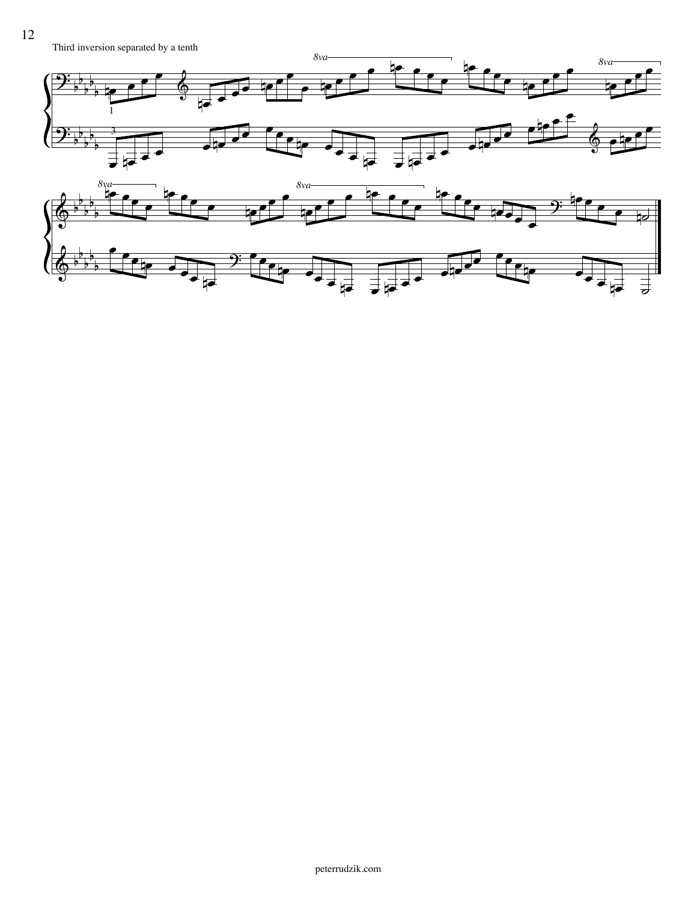Third inversion separated by a tenth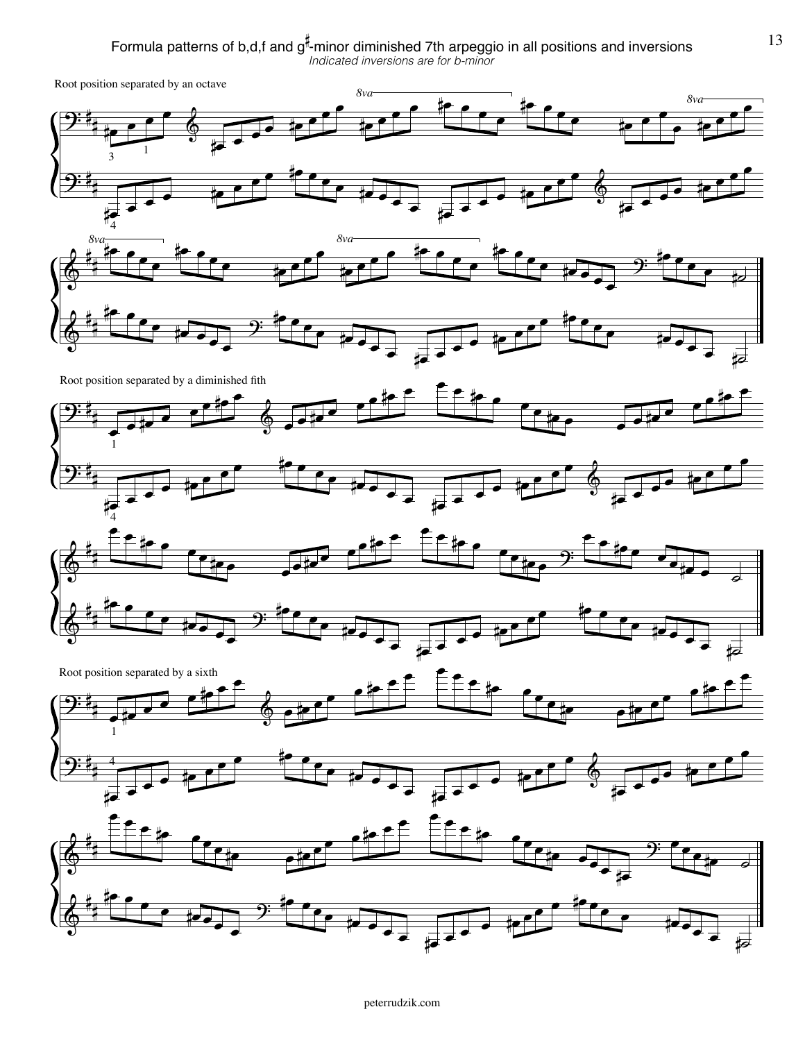# Formula patterns of b,d,f and g♯-minor diminished 7th arpeggio in all positions and inversions

*Indicated inversions are for b-minor*

Root position separated by an octave

Root position separated by a diminished fith

Root position separated by a sixth

peterrudzik.com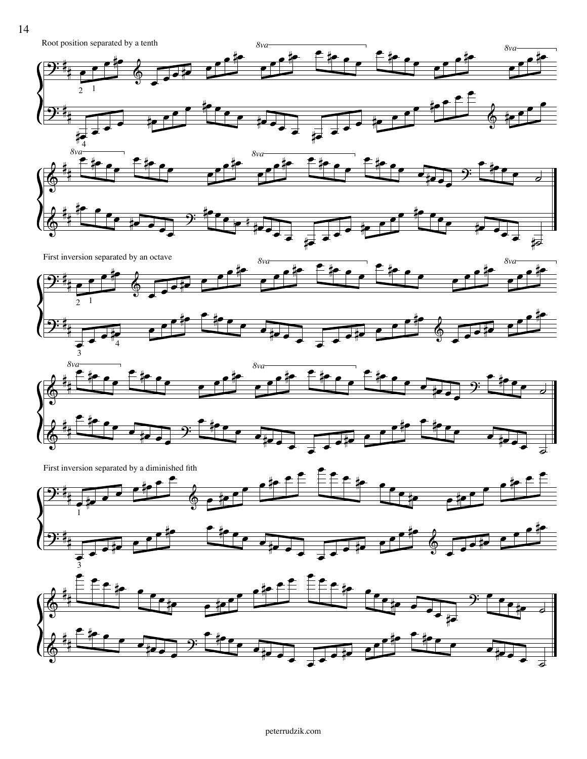Root position separated by a tenth

First inversion separated by an octave

First inversion separated by a diminished fith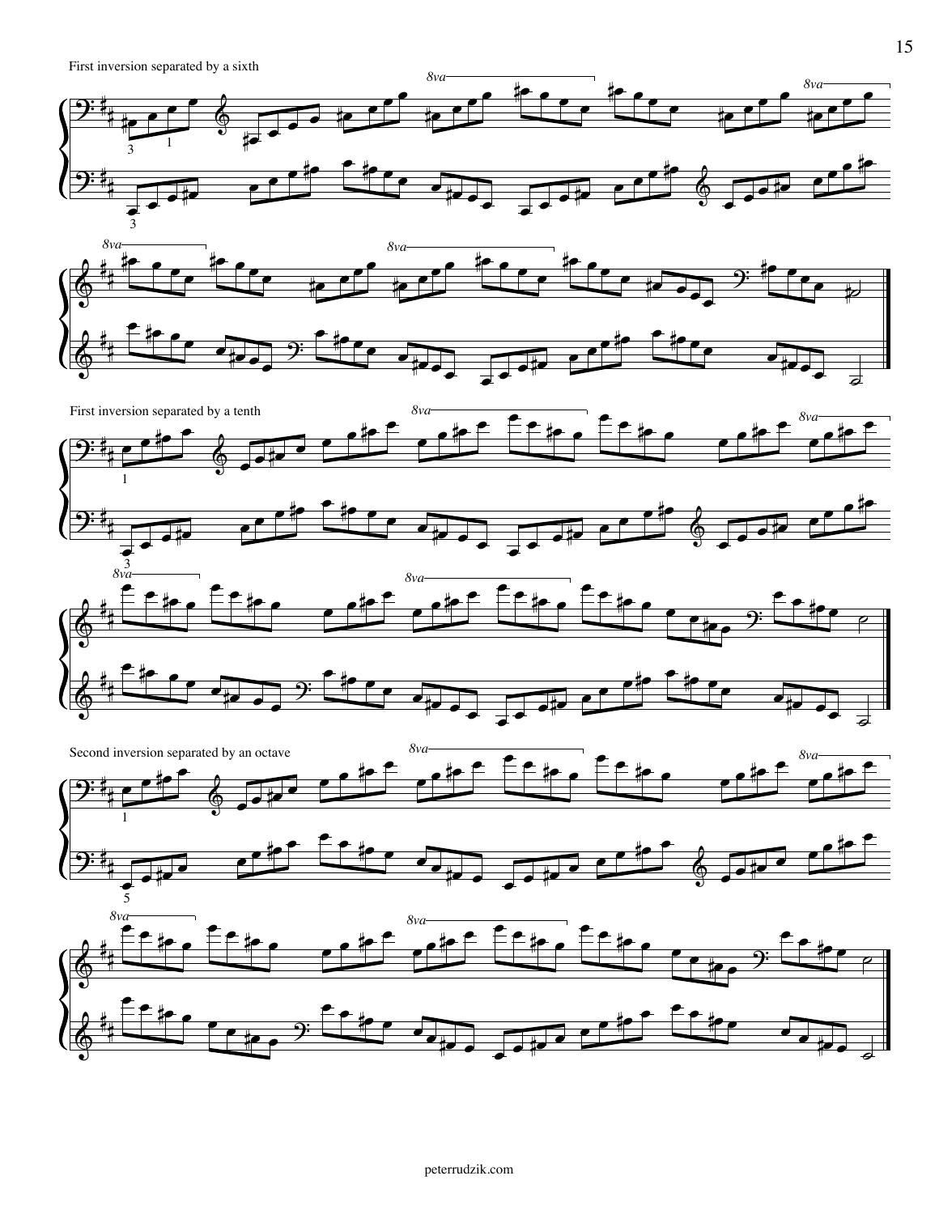First inversion separated by a sixth

First inversion separated by a tenth

Second inversion separated by an octave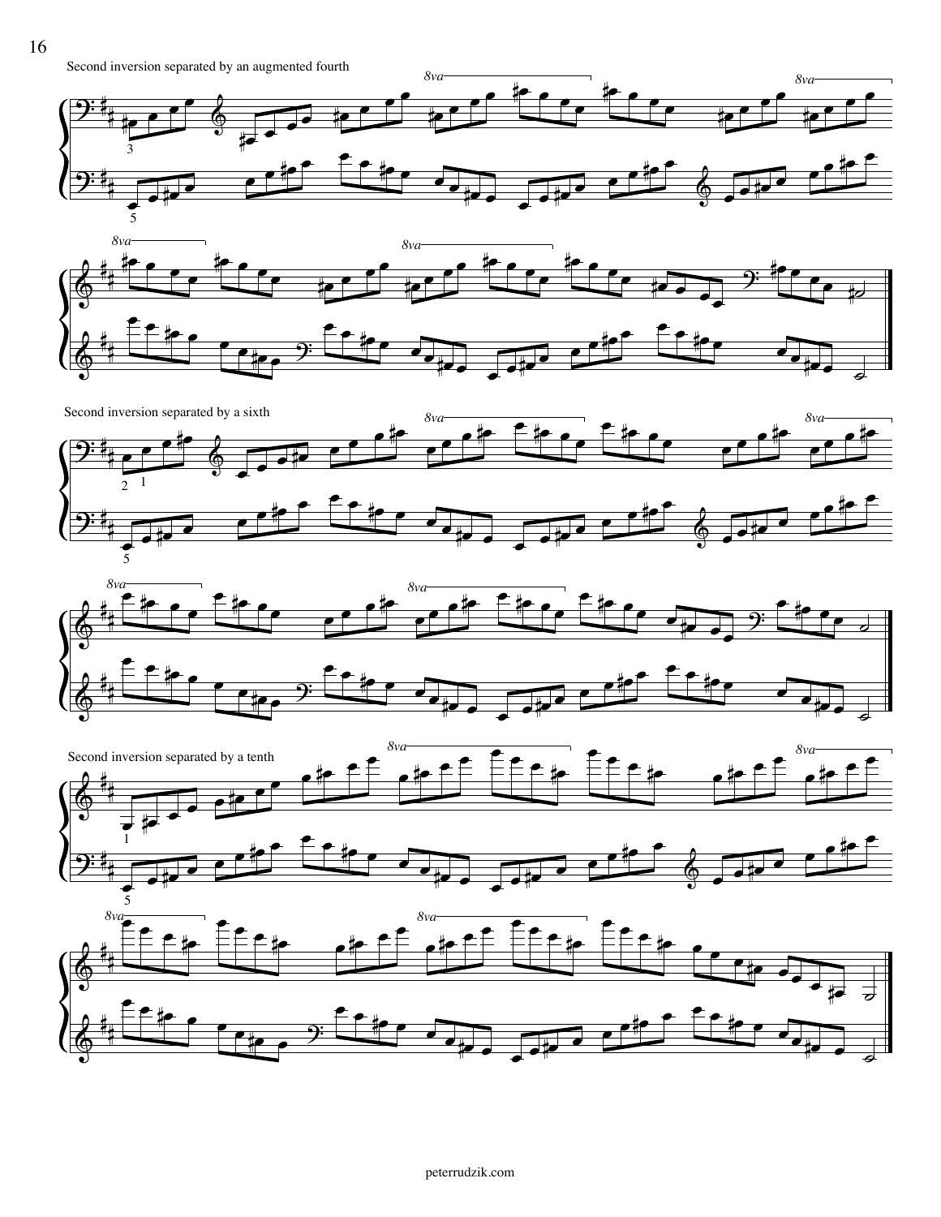Second inversion separated by an augmented fourth

Second inversion separated by a sixth

Second inversion separated by a tenth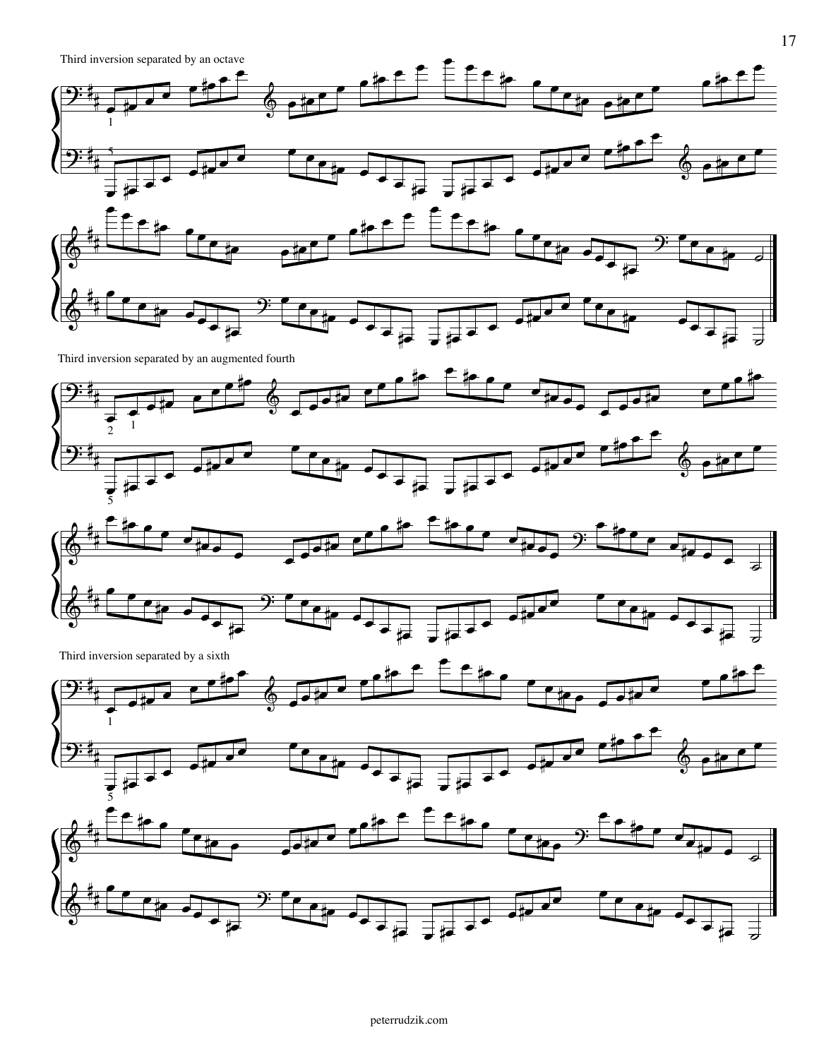Third inversion separated by an octave

Third inversion separated by an augmented fourth

Third inversion separated by a sixth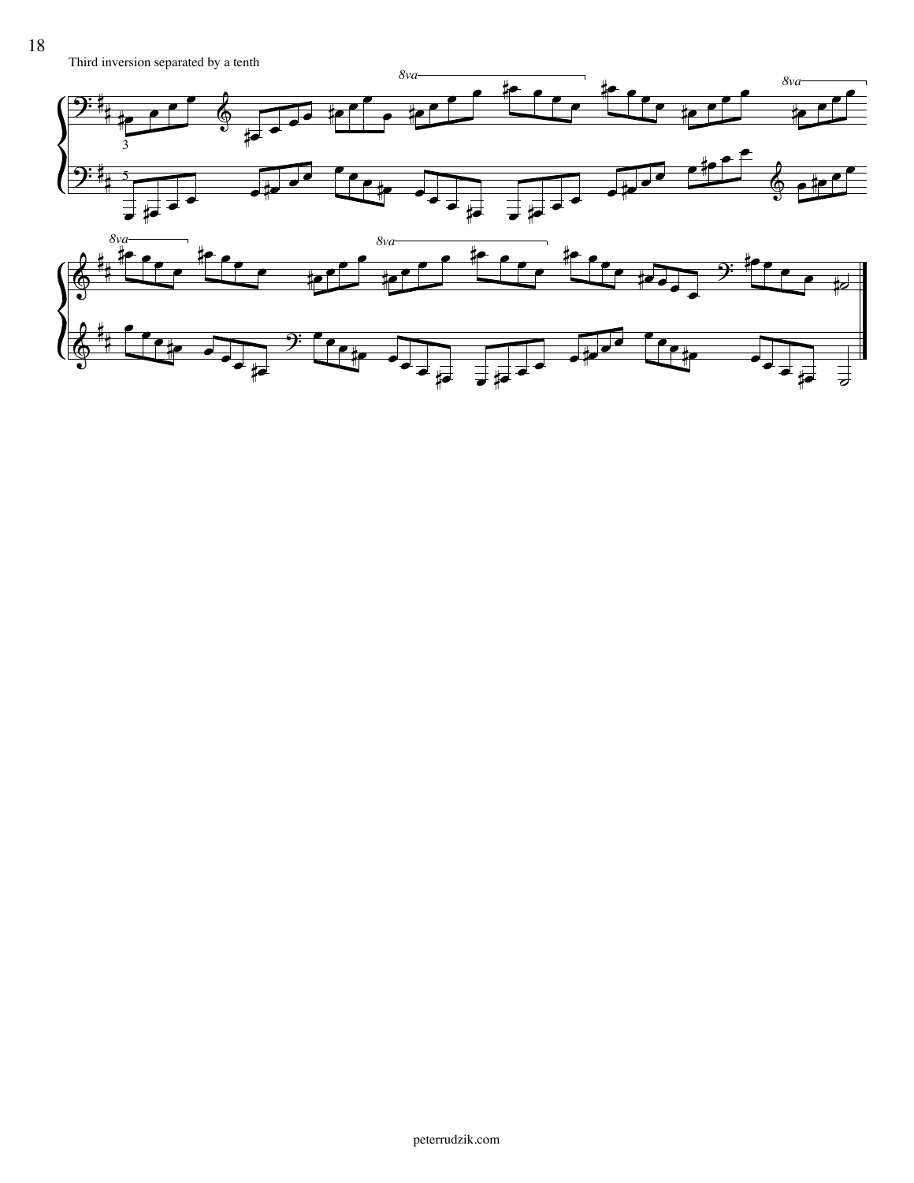Third inversion separated by a tenth